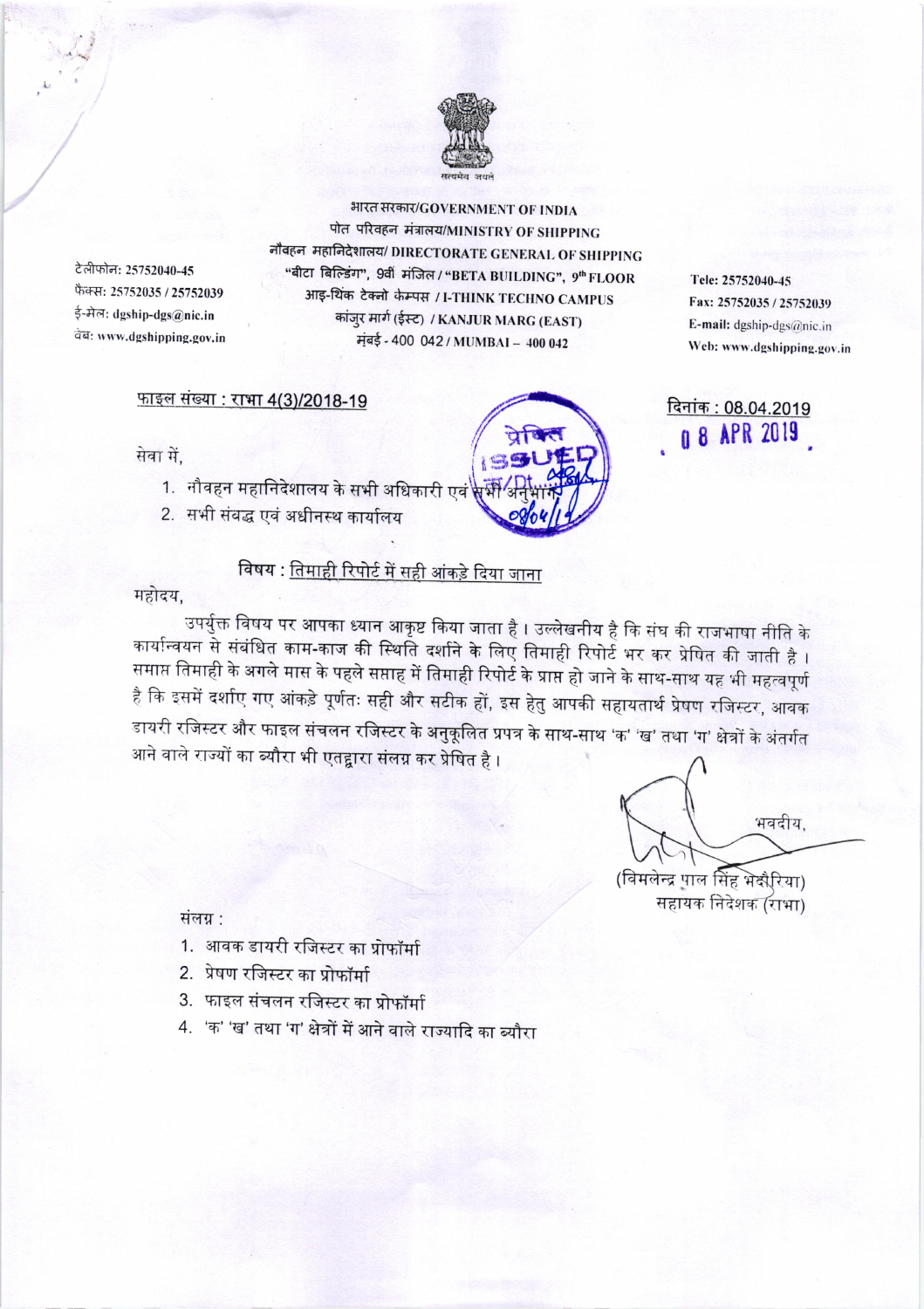सत्यमेव जयते

भारत सरकार/GOVERNMENT OF INDIA
पोत परिवहन मंत्रालय/MINISTRY OF SHIPPING
नौवहन महानिदेशालय/ DIRECTORATE GENERAL OF SHIPPING
"बीटा बिल्डिंग", 9वीं मंजिल / "BETA BUILDING", 9th FLOOR
आइ-थिंक टेक्नो कैम्पस / I-THINK TECHNO CAMPUS
कांजुर मार्ग (ईस्ट) / KANJUR MARG (EAST)
मुंबई - 400 042 / MUMBAI – 400 042

टेलीफोन: 25752040-45
फैक्स: 25752035 / 25752039
ई-मेल: dgship-dgs@nic.in
वेब: www.dgshipping.gov.in

Tele: 25752040-45
Fax: 25752035 / 25752039
E-mail: dgship-dgs@nic.in
Web: www.dgshipping.gov.in

फाइल संख्या : राभा 4(3)/2018-19

दिनांक : 08.04.2019

08 APR 2019

प्रेषित ISSUED 08/04/19

सेवा में,

1. नौवहन महानिदेशालय के सभी अधिकारी एवं सभी अनुभाग
2. सभी संबद्ध एवं अधीनस्थ कार्यालय

**विषय : तिमाही रिपोर्ट में सही आंकड़े दिया जाना**

महोदय,

उपर्युक्त विषय पर आपका ध्यान आकृष्ट किया जाता है। उल्लेखनीय है कि संघ की राजभाषा नीति के कार्यान्वयन से संबंधित काम-काज की स्थिति दर्शाने के लिए तिमाही रिपोर्ट भर कर प्रेषित की जाती है। समाप्त तिमाही के अगले मास के पहले सप्ताह में तिमाही रिपोर्ट के प्राप्त हो जाने के साथ-साथ यह भी महत्वपूर्ण है कि इसमें दर्शाए गए आंकड़े पूर्णतः सही और सटीक हों, इस हेतु आपकी सहायतार्थ प्रेषण रजिस्टर, आवक डायरी रजिस्टर और फाइल संचलन रजिस्टर के अनुकूलित प्रपत्र के साथ-साथ 'क' 'ख' तथा 'ग' क्षेत्रों के अंतर्गत आने वाले राज्यों का ब्यौरा भी एतद्वारा संलग्न कर प्रेषित है।

भवदीय,

(विमलेन्द्र पाल सिंह भदौरिया)
सहायक निदेशक (राभा)

संलग्न :

1. आवक डायरी रजिस्टर का प्रोफॉर्मा
2. प्रेषण रजिस्टर का प्रोफॉर्मा
3. फाइल संचलन रजिस्टर का प्रोफॉर्मा
4. 'क' 'ख' तथा 'ग' क्षेत्रों में आने वाले राज्यादि का ब्यौरा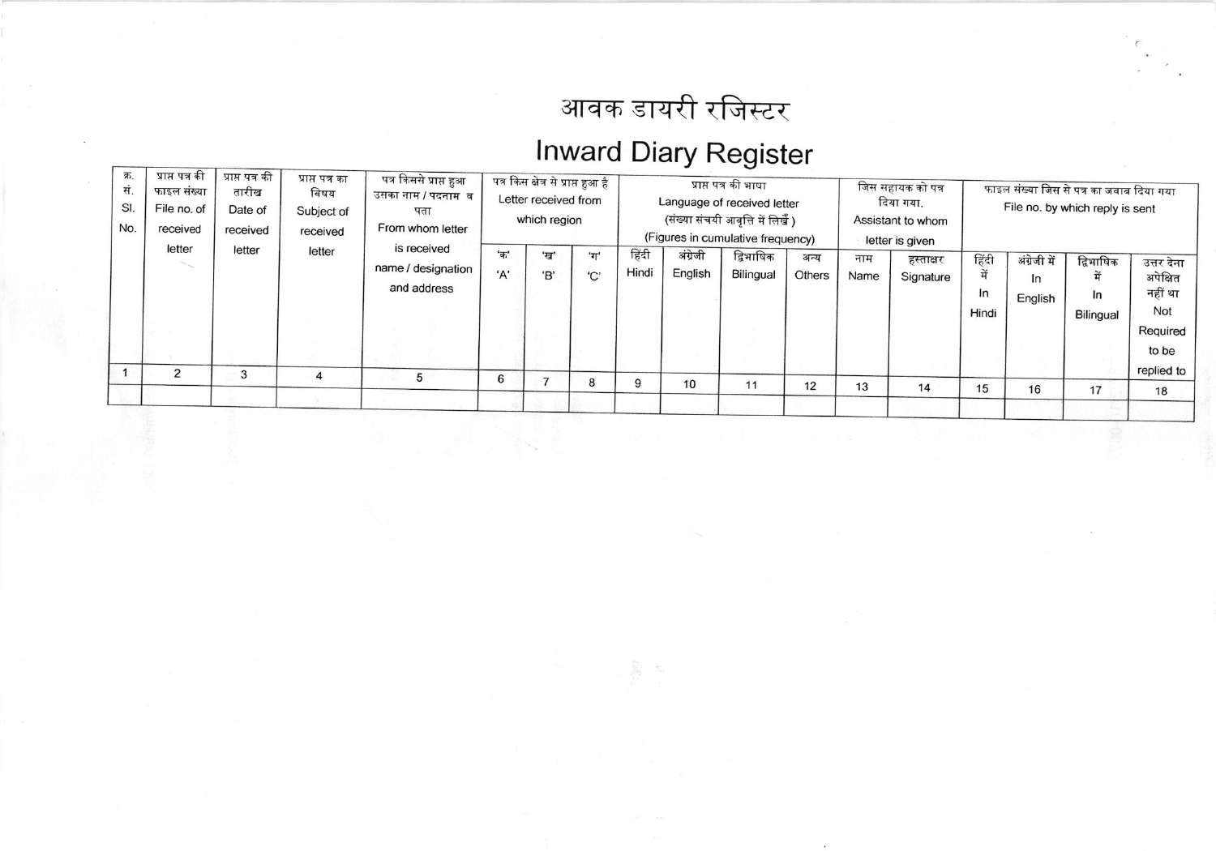# आवक डायरी रजिस्टर

# Inward Diary Register

| क्र. सं. Sl. No. | प्राप्त पत्र की फाइल संख्या File no. of received letter | प्राप्त पत्र की तारीख Date of received letter | प्राप्त पत्र का विषय Subject of received letter | पत्र किससे प्राप्त हुआ उसका नाम / पदनाम व पता From whom letter is received name / designation and address | पत्र किस क्षेत्र से प्राप्त हुआ है Letter received from which region | | | प्राप्त पत्र की भाषा Language of received letter (संख्या संचयी आवृत्ति में लिखें) (Figures in cumulative frequency) | | | | जिस सहायक को पत्र दिया गया. Assistant to whom letter is given | | फाइल संख्या जिस से पत्र का जवाब दिया गया File no. by which reply is sent | | | |
|---|---|---|---|---|---|---|---|---|---|---|---|---|---|---|---|---|---|
| | | | | | 'क' 'A' | 'ख' 'B' | 'ग' 'C' | हिंदी Hindi | अंग्रेजी English | द्विभाषिक Bilingual | अन्य Others | नाम Name | हस्ताक्षर Signature | हिंदी में In Hindi | अंग्रेजी में In English | द्विभाषिक में In Bilingual | उत्तर देना अपेक्षित नहीं था Not Required to be replied to |
| 1 | 2 | 3 | 4 | 5 | 6 | 7 | 8 | 9 | 10 | 11 | 12 | 13 | 14 | 15 | 16 | 17 | 18 |
| | | | | | | | | | | | | | | | | | |